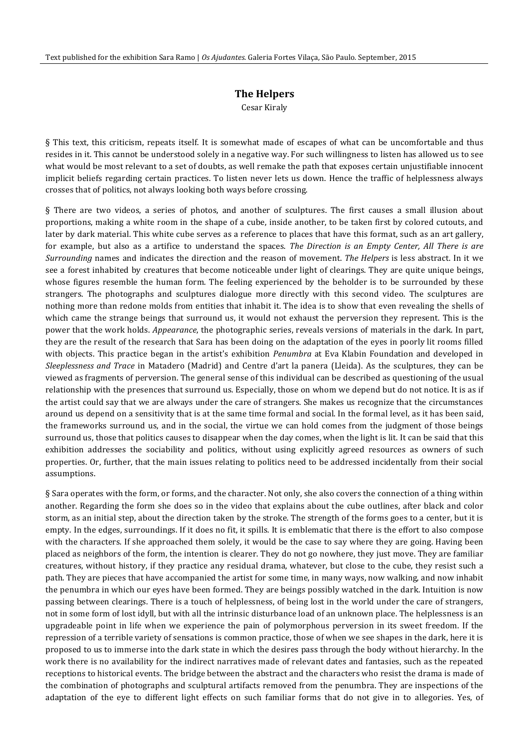Text published for the exhibition Sara Ramo | *Os Ajudantes*. Galeria Fortes Vilaça, São Paulo. September, 2015

## The Helpers

Cesar Kiraly

§ This text, this criticism, repeats itself. It is somewhat made of escapes of what can be uncomfortable and thus resides in it. This cannot be understood solely in a negative way. For such willingness to listen has allowed us to see what would be most relevant to a set of doubts, as well remake the path that exposes certain unjustifiable innocent implicit beliefs regarding certain practices. To listen never lets us down. Hence the traffic of helplessness always crosses that of politics, not always looking both ways before crossing.

§ There are two videos, a series of photos, and another of sculptures. The first causes a small illusion about proportions, making a white room in the shape of a cube, inside another, to be taken first by colored cutouts, and later by dark material. This white cube serves as a reference to places that have this format, such as an art gallery, for example, but also as a artifice to understand the spaces. *The Direction is an Empty Center, All There is are Surrounding* names and indicates the direction and the reason of movement. *The Helpers* is less abstract. In it we see a forest inhabited by creatures that become noticeable under light of clearings. They are quite unique beings, whose figures resemble the human form. The feeling experienced by the beholder is to be surrounded by these strangers. The photographs and sculptures dialogue more directly with this second video. The sculptures are nothing more than redone molds from entities that inhabit it. The idea is to show that even revealing the shells of which came the strange beings that surround us, it would not exhaust the perversion they represent. This is the power that the work holds. *Appearance*, the photographic series, reveals versions of materials in the dark. In part, they are the result of the research that Sara has been doing on the adaptation of the eyes in poorly lit rooms filled with objects. This practice began in the artist's exhibition *Penumbra* at Eva Klabin Foundation and developed in *Sleeplessness and Trace* in Matadero (Madrid) and Centre d'art la panera (Lleida). As the sculptures, they can be viewed as fragments of perversion. The general sense of this individual can be described as questioning of the usual relationship with the presences that surround us. Especially, those on whom we depend but do not notice. It is as if the artist could say that we are always under the care of strangers. She makes us recognize that the circumstances around us depend on a sensitivity that is at the same time formal and social. In the formal level, as it has been said, the frameworks surround us, and in the social, the virtue we can hold comes from the judgment of those beings surround us, those that politics causes to disappear when the day comes, when the light is lit. It can be said that this exhibition addresses the sociability and politics, without using explicitly agreed resources as owners of such properties. Or, further, that the main issues relating to politics need to be addressed incidentally from their social assumptions.

§ Sara operates with the form, or forms, and the character. Not only, she also covers the connection of a thing within another. Regarding the form she does so in the video that explains about the cube outlines, after black and color storm, as an initial step, about the direction taken by the stroke. The strength of the forms goes to a center, but it is empty. In the edges, surroundings. If it does no fit, it spills. It is emblematic that there is the effort to also compose with the characters. If she approached them solely, it would be the case to say where they are going. Having been placed as neighbors of the form, the intention is clearer. They do not go nowhere, they just move. They are familiar creatures, without history, if they practice any residual drama, whatever, but close to the cube, they resist such a path. They are pieces that have accompanied the artist for some time, in many ways, now walking, and now inhabit the penumbra in which our eyes have been formed. They are beings possibly watched in the dark. Intuition is now passing between clearings. There is a touch of helplessness, of being lost in the world under the care of strangers, not in some form of lost idyll, but with all the intrinsic disturbance load of an unknown place. The helplessness is an upgradeable point in life when we experience the pain of polymorphous perversion in its sweet freedom. If the repression of a terrible variety of sensations is common practice, those of when we see shapes in the dark, here it is proposed to us to immerse into the dark state in which the desires pass through the body without hierarchy. In the work there is no availability for the indirect narratives made of relevant dates and fantasies, such as the repeated receptions to historical events. The bridge between the abstract and the characters who resist the drama is made of the combination of photographs and sculptural artifacts removed from the penumbra. They are inspections of the adaptation of the eye to different light effects on such familiar forms that do not give in to allegories. Yes, of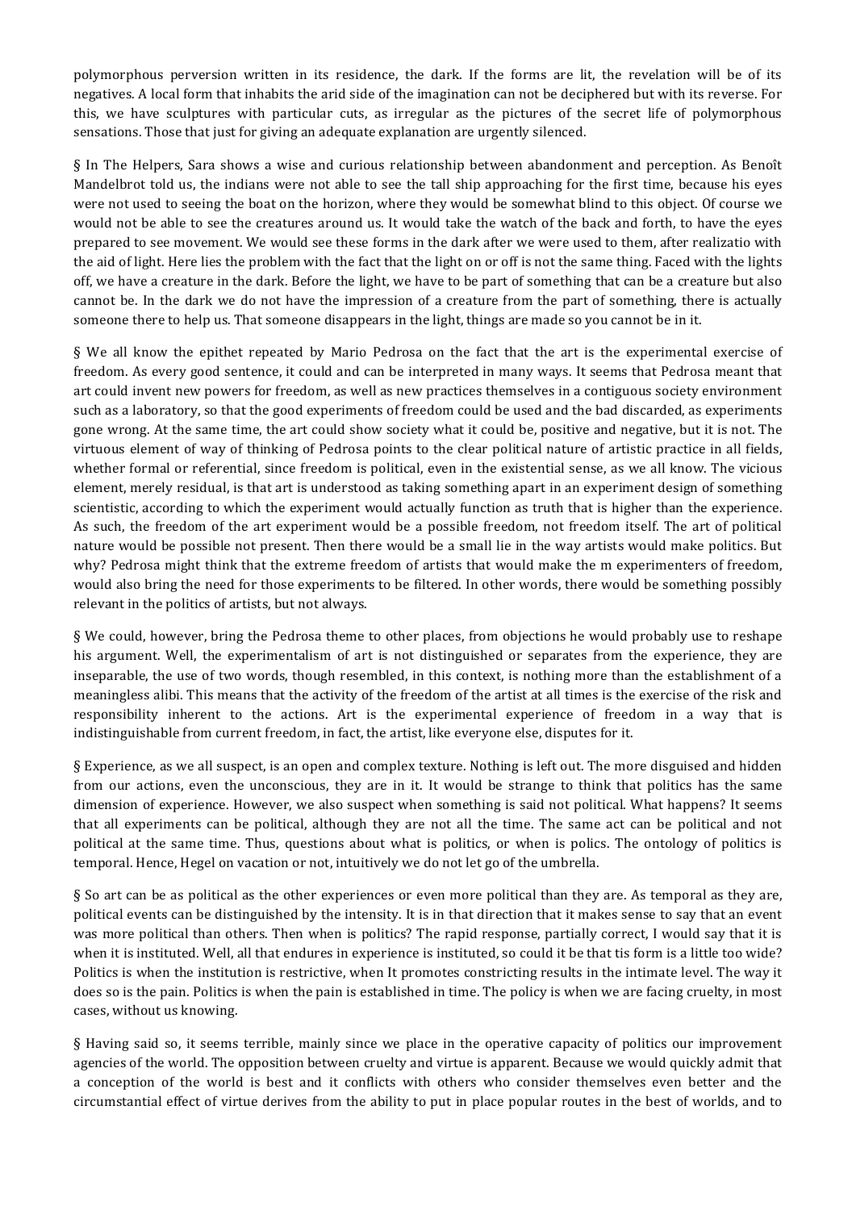polymorphous perversion written in its residence, the dark. If the forms are lit, the revelation will be of its negatives. A local form that inhabits the arid side of the imagination can not be deciphered but with its reverse. For this, we have sculptures with particular cuts, as irregular as the pictures of the secret life of polymorphous sensations. Those that just for giving an adequate explanation are urgently silenced.

§ In The Helpers, Sara shows a wise and curious relationship between abandonment and perception. As Benoît Mandelbrot told us, the indians were not able to see the tall ship approaching for the first time, because his eyes were not used to seeing the boat on the horizon, where they would be somewhat blind to this object. Of course we would not be able to see the creatures around us. It would take the watch of the back and forth, to have the eyes prepared to see movement. We would see these forms in the dark after we were used to them, after realizatio with the aid of light. Here lies the problem with the fact that the light on or off is not the same thing. Faced with the lights off, we have a creature in the dark. Before the light, we have to be part of something that can be a creature but also cannot be. In the dark we do not have the impression of a creature from the part of something, there is actually someone there to help us. That someone disappears in the light, things are made so you cannot be in it.

§ We all know the epithet repeated by Mario Pedrosa on the fact that the art is the experimental exercise of freedom. As every good sentence, it could and can be interpreted in many ways. It seems that Pedrosa meant that art could invent new powers for freedom, as well as new practices themselves in a contiguous society environment such as a laboratory, so that the good experiments of freedom could be used and the bad discarded, as experiments gone wrong. At the same time, the art could show society what it could be, positive and negative, but it is not. The virtuous element of way of thinking of Pedrosa points to the clear political nature of artistic practice in all fields, whether formal or referential, since freedom is political, even in the existential sense, as we all know. The vicious element, merely residual, is that art is understood as taking something apart in an experiment design of something scientistic, according to which the experiment would actually function as truth that is higher than the experience. As such, the freedom of the art experiment would be a possible freedom, not freedom itself. The art of political nature would be possible not present. Then there would be a small lie in the way artists would make politics. But why? Pedrosa might think that the extreme freedom of artists that would make the m experimenters of freedom, would also bring the need for those experiments to be filtered. In other words, there would be something possibly relevant in the politics of artists, but not always.

§ We could, however, bring the Pedrosa theme to other places, from objections he would probably use to reshape his argument. Well, the experimentalism of art is not distinguished or separates from the experience, they are inseparable, the use of two words, though resembled, in this context, is nothing more than the establishment of a meaningless alibi. This means that the activity of the freedom of the artist at all times is the exercise of the risk and responsibility inherent to the actions. Art is the experimental experience of freedom in a way that is indistinguishable from current freedom, in fact, the artist, like everyone else, disputes for it.

§ Experience, as we all suspect, is an open and complex texture. Nothing is left out. The more disguised and hidden from our actions, even the unconscious, they are in it. It would be strange to think that politics has the same dimension of experience. However, we also suspect when something is said not political. What happens? It seems that all experiments can be political, although they are not all the time. The same act can be political and not political at the same time. Thus, questions about what is politics, or when is polics. The ontology of politics is temporal. Hence, Hegel on vacation or not, intuitively we do not let go of the umbrella.

§ So art can be as political as the other experiences or even more political than they are. As temporal as they are, political events can be distinguished by the intensity. It is in that direction that it makes sense to say that an event was more political than others. Then when is politics? The rapid response, partially correct, I would say that it is when it is instituted. Well, all that endures in experience is instituted, so could it be that tis form is a little too wide? Politics is when the institution is restrictive, when It promotes constricting results in the intimate level. The way it does so is the pain. Politics is when the pain is established in time. The policy is when we are facing cruelty, in most cases, without us knowing.

§ Having said so, it seems terrible, mainly since we place in the operative capacity of politics our improvement agencies of the world. The opposition between cruelty and virtue is apparent. Because we would quickly admit that a conception of the world is best and it conflicts with others who consider themselves even better and the circumstantial effect of virtue derives from the ability to put in place popular routes in the best of worlds, and to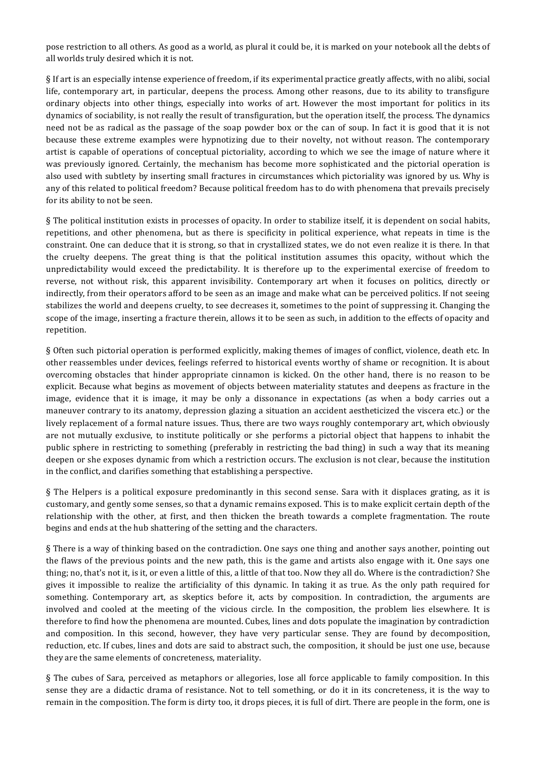pose restriction to all others. As good as a world, as plural it could be, it is marked on your notebook all the debts of all worlds truly desired which it is not.

§ If art is an especially intense experience of freedom, if its experimental practice greatly affects, with no alibi, social life, contemporary art, in particular, deepens the process. Among other reasons, due to its ability to transfigure ordinary objects into other things, especially into works of art. However the most important for politics in its dynamics of sociability, is not really the result of transfiguration, but the operation itself, the process. The dynamics need not be as radical as the passage of the soap powder box or the can of soup. In fact it is good that it is not because these extreme examples were hypnotizing due to their novelty, not without reason. The contemporary artist is capable of operations of conceptual pictoriality, according to which we see the image of nature where it was previously ignored. Certainly, the mechanism has become more sophisticated and the pictorial operation is also used with subtlety by inserting small fractures in circumstances which pictoriality was ignored by us. Why is any of this related to political freedom? Because political freedom has to do with phenomena that prevails precisely for its ability to not be seen.

§ The political institution exists in processes of opacity. In order to stabilize itself, it is dependent on social habits, repetitions, and other phenomena, but as there is specificity in political experience, what repeats in time is the constraint. One can deduce that it is strong, so that in crystallized states, we do not even realize it is there. In that the cruelty deepens. The great thing is that the political institution assumes this opacity, without which the unpredictability would exceed the predictability. It is therefore up to the experimental exercise of freedom to reverse, not without risk, this apparent invisibility. Contemporary art when it focuses on politics, directly or indirectly, from their operators afford to be seen as an image and make what can be perceived politics. If not seeing stabilizes the world and deepens cruelty, to see decreases it, sometimes to the point of suppressing it. Changing the scope of the image, inserting a fracture therein, allows it to be seen as such, in addition to the effects of opacity and repetition.

§ Often such pictorial operation is performed explicitly, making themes of images of conflict, violence, death etc. In other reassembles under devices, feelings referred to historical events worthy of shame or recognition. It is about overcoming obstacles that hinder appropriate cinnamon is kicked. On the other hand, there is no reason to be explicit. Because what begins as movement of objects between materiality statutes and deepens as fracture in the image, evidence that it is image, it may be only a dissonance in expectations (as when a body carries out a maneuver contrary to its anatomy, depression glazing a situation an accident aestheticized the viscera etc.) or the lively replacement of a formal nature issues. Thus, there are two ways roughly contemporary art, which obviously are not mutually exclusive, to institute politically or she performs a pictorial object that happens to inhabit the public sphere in restricting to something (preferably in restricting the bad thing) in such a way that its meaning deepen or she exposes dynamic from which a restriction occurs. The exclusion is not clear, because the institution in the conflict, and clarifies something that establishing a perspective.

§ The Helpers is a political exposure predominantly in this second sense. Sara with it displaces grating, as it is customary, and gently some senses, so that a dynamic remains exposed. This is to make explicit certain depth of the relationship with the other, at first, and then thicken the breath towards a complete fragmentation. The route begins and ends at the hub shattering of the setting and the characters.

§ There is a way of thinking based on the contradiction. One says one thing and another says another, pointing out the flaws of the previous points and the new path, this is the game and artists also engage with it. One says one thing; no, that's not it, is it, or even a little of this, a little of that too. Now they all do. Where is the contradiction? She gives it impossible to realize the artificiality of this dynamic. In taking it as true. As the only path required for something. Contemporary art, as skeptics before it, acts by composition. In contradiction, the arguments are involved and cooled at the meeting of the vicious circle. In the composition, the problem lies elsewhere. It is therefore to find how the phenomena are mounted. Cubes, lines and dots populate the imagination by contradiction and composition. In this second, however, they have very particular sense. They are found by decomposition, reduction, etc. If cubes, lines and dots are said to abstract such, the composition, it should be just one use, because they are the same elements of concreteness, materiality.

§ The cubes of Sara, perceived as metaphors or allegories, lose all force applicable to family composition. In this sense they are a didactic drama of resistance. Not to tell something, or do it in its concreteness, it is the way to remain in the composition. The form is dirty too, it drops pieces, it is full of dirt. There are people in the form, one is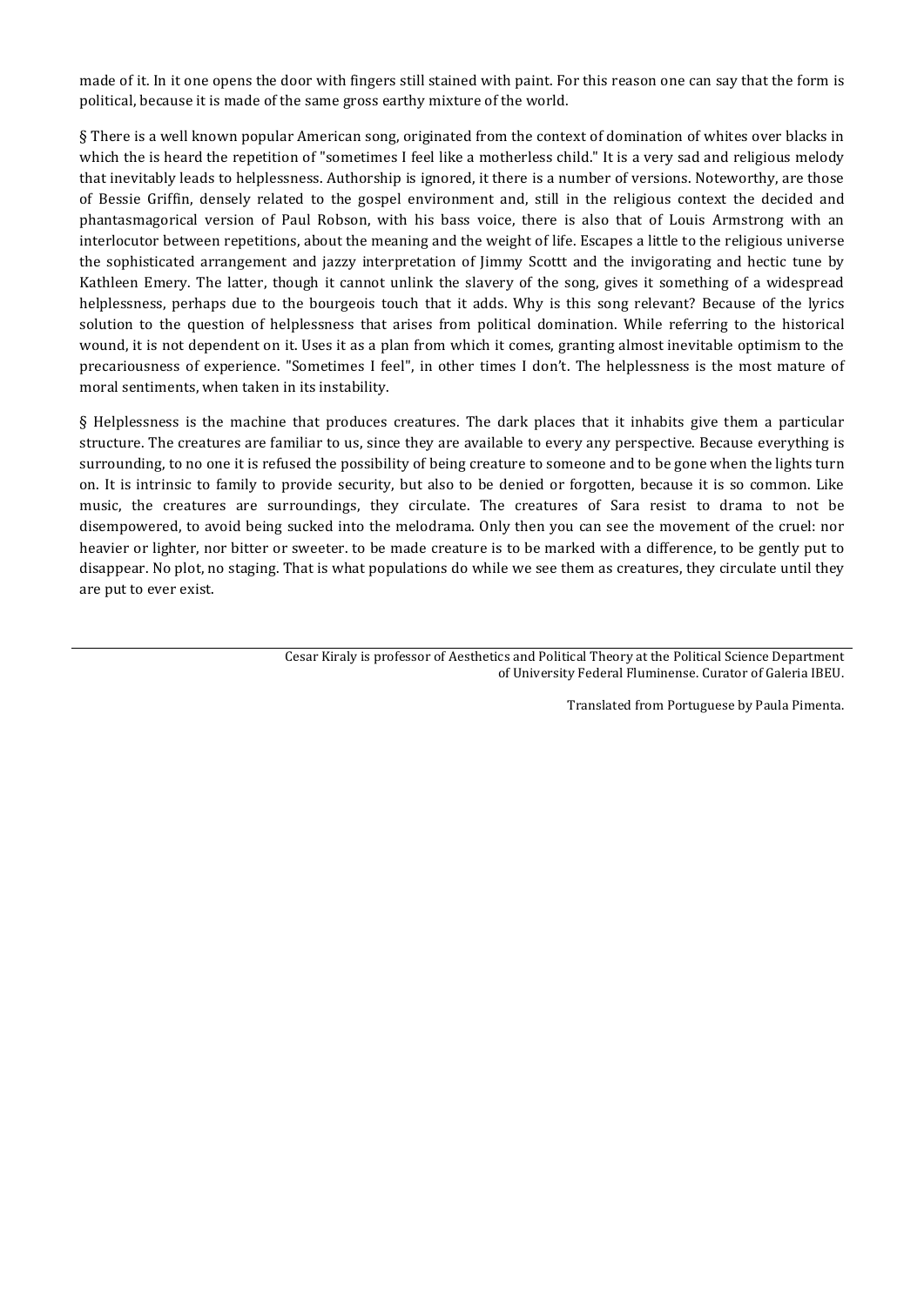made of it. In it one opens the door with fingers still stained with paint. For this reason one can say that the form is political, because it is made of the same gross earthy mixture of the world.

§ There is a well known popular American song, originated from the context of domination of whites over blacks in which the is heard the repetition of "sometimes I feel like a motherless child." It is a very sad and religious melody that inevitably leads to helplessness. Authorship is ignored, it there is a number of versions. Noteworthy, are those of Bessie Griffin, densely related to the gospel environment and, still in the religious context the decided and phantasmagorical version of Paul Robson, with his bass voice, there is also that of Louis Armstrong with an interlocutor between repetitions, about the meaning and the weight of life. Escapes a little to the religious universe the sophisticated arrangement and jazzy interpretation of Jimmy Scottt and the invigorating and hectic tune by Kathleen Emery. The latter, though it cannot unlink the slavery of the song, gives it something of a widespread helplessness, perhaps due to the bourgeois touch that it adds. Why is this song relevant? Because of the lyrics solution to the question of helplessness that arises from political domination. While referring to the historical wound, it is not dependent on it. Uses it as a plan from which it comes, granting almost inevitable optimism to the precariousness of experience. "Sometimes I feel", in other times I don't. The helplessness is the most mature of moral sentiments, when taken in its instability.

§ Helplessness is the machine that produces creatures. The dark places that it inhabits give them a particular structure. The creatures are familiar to us, since they are available to every any perspective. Because everything is surrounding, to no one it is refused the possibility of being creature to someone and to be gone when the lights turn on. It is intrinsic to family to provide security, but also to be denied or forgotten, because it is so common. Like music, the creatures are surroundings, they circulate. The creatures of Sara resist to drama to not be disempowered, to avoid being sucked into the melodrama. Only then you can see the movement of the cruel: nor heavier or lighter, nor bitter or sweeter. to be made creature is to be marked with a difference, to be gently put to disappear. No plot, no staging. That is what populations do while we see them as creatures, they circulate until they are put to ever exist.

---

Cesar Kiraly is professor of Aesthetics and Political Theory at the Political Science Department of University Federal Fluminense. Curator of Galeria IBEU.

Translated from Portuguese by Paula Pimenta.